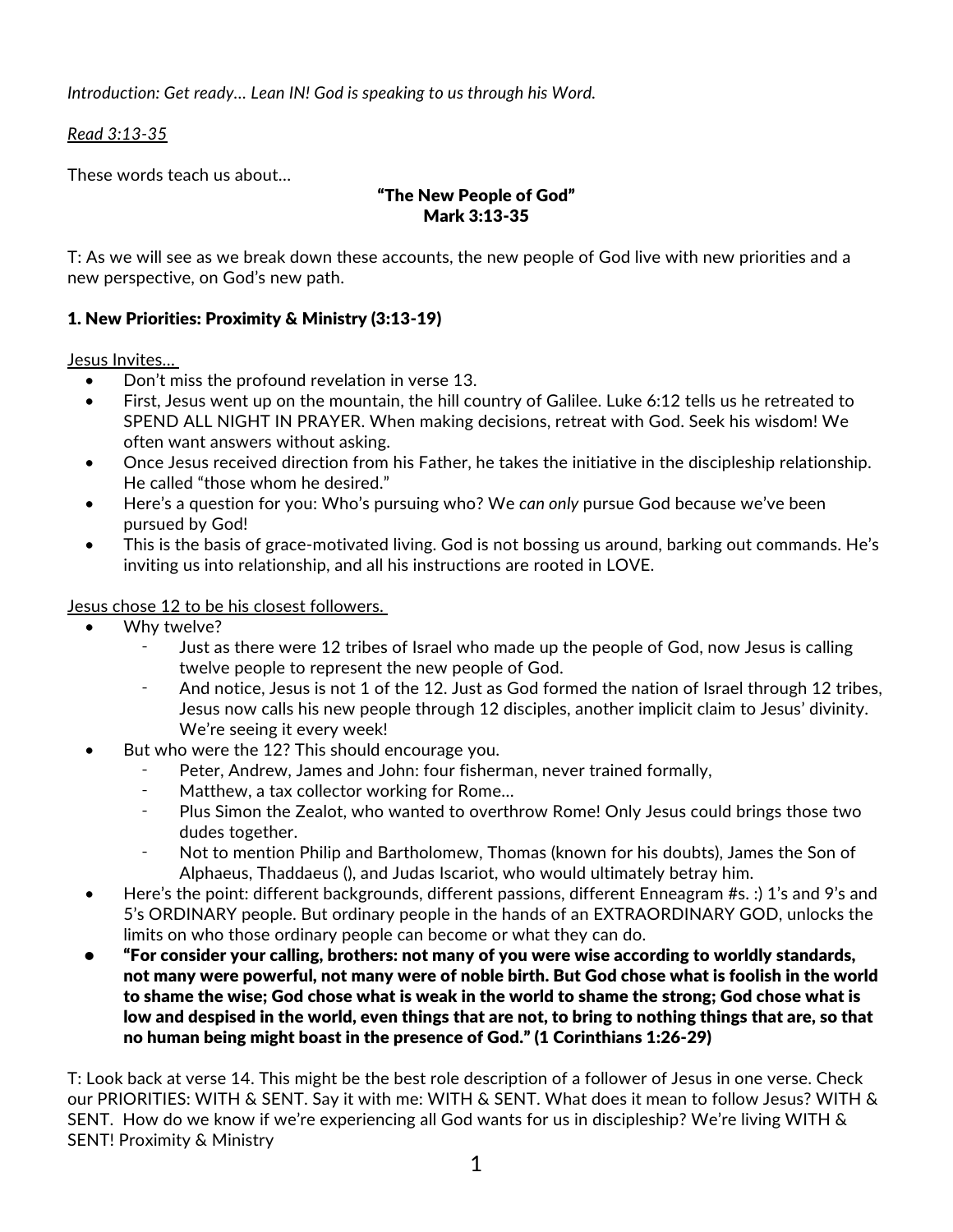*Introduction: Get ready… Lean IN! God is speaking to us through his Word.*

Read 3:13-35

These words teach us about…

**"The New People of God"**
**Mark 3:13-35**

T: As we will see as we break down these accounts, the new people of God live with new priorities and a new perspective, on God's new path.

### 1. New Priorities: Proximity & Ministry (3:13-19)

Jesus Invites…

- Don't miss the profound revelation in verse 13.
- First, Jesus went up on the mountain, the hill country of Galilee. Luke 6:12 tells us he retreated to SPEND ALL NIGHT IN PRAYER. When making decisions, retreat with God. Seek his wisdom! We often want answers without asking.
- Once Jesus received direction from his Father, he takes the initiative in the discipleship relationship. He called "those whom he desired."
- Here's a question for you: Who's pursuing who? We *can only* pursue God because we've been pursued by God!
- This is the basis of grace-motivated living. God is not bossing us around, barking out commands. He's inviting us into relationship, and all his instructions are rooted in LOVE.

Jesus chose 12 to be his closest followers.

- Why twelve?
  - Just as there were 12 tribes of Israel who made up the people of God, now Jesus is calling twelve people to represent the new people of God.
  - And notice, Jesus is not 1 of the 12. Just as God formed the nation of Israel through 12 tribes, Jesus now calls his new people through 12 disciples, another implicit claim to Jesus' divinity. We're seeing it every week!
- But who were the 12? This should encourage you.
  - Peter, Andrew, James and John: four fisherman, never trained formally,
  - Matthew, a tax collector working for Rome…
  - Plus Simon the Zealot, who wanted to overthrow Rome! Only Jesus could brings those two dudes together.
  - Not to mention Philip and Bartholomew, Thomas (known for his doubts), James the Son of Alphaeus, Thaddaeus (), and Judas Iscariot, who would ultimately betray him.
- Here's the point: different backgrounds, different passions, different Enneagram #s. :) 1's and 9's and 5's ORDINARY people. But ordinary people in the hands of an EXTRAORDINARY GOD, unlocks the limits on who those ordinary people can become or what they can do.
- **"For consider your calling, brothers: not many of you were wise according to worldly standards, not many were powerful, not many were of noble birth. But God chose what is foolish in the world to shame the wise; God chose what is weak in the world to shame the strong; God chose what is low and despised in the world, even things that are not, to bring to nothing things that are, so that no human being might boast in the presence of God." (1 Corinthians 1:26-29)**

T: Look back at verse 14. This might be the best role description of a follower of Jesus in one verse. Check our PRIORITIES: WITH & SENT. Say it with me: WITH & SENT. What does it mean to follow Jesus? WITH & SENT. How do we know if we're experiencing all God wants for us in discipleship? We're living WITH & SENT! Proximity & Ministry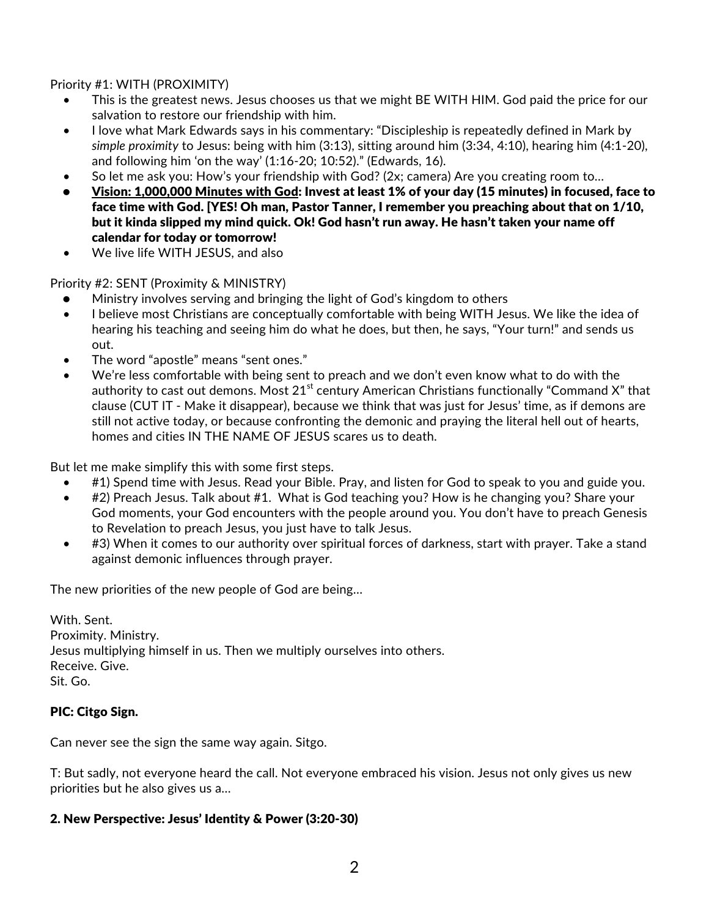Priority #1: WITH (PROXIMITY)

- This is the greatest news. Jesus chooses us that we might BE WITH HIM. God paid the price for our salvation to restore our friendship with him.
- I love what Mark Edwards says in his commentary: "Discipleship is repeatedly defined in Mark by *simple proximity* to Jesus: being with him (3:13), sitting around him (3:34, 4:10), hearing him (4:1-20), and following him 'on the way' (1:16-20; 10:52)." (Edwards, 16).
- So let me ask you: How's your friendship with God? (2x; camera) Are you creating room to…
- **<u>Vision: 1,000,000 Minutes with God</u>: Invest at least 1% of your day (15 minutes) in focused, face to face time with God. [YES! Oh man, Pastor Tanner, I remember you preaching about that on 1/10, but it kinda slipped my mind quick. Ok! God hasn't run away. He hasn't taken your name off calendar for today or tomorrow!**
- We live life WITH JESUS, and also

Priority #2: SENT (Proximity & MINISTRY)

- Ministry involves serving and bringing the light of God's kingdom to others
- I believe most Christians are conceptually comfortable with being WITH Jesus. We like the idea of hearing his teaching and seeing him do what he does, but then, he says, "Your turn!" and sends us out.
- The word "apostle" means "sent ones."
- We're less comfortable with being sent to preach and we don't even know what to do with the authority to cast out demons. Most 21st century American Christians functionally "Command X" that clause (CUT IT - Make it disappear), because we think that was just for Jesus' time, as if demons are still not active today, or because confronting the demonic and praying the literal hell out of hearts, homes and cities IN THE NAME OF JESUS scares us to death.

But let me make simplify this with some first steps.

- #1) Spend time with Jesus. Read your Bible. Pray, and listen for God to speak to you and guide you.
- #2) Preach Jesus. Talk about #1. What is God teaching you? How is he changing you? Share your God moments, your God encounters with the people around you. You don't have to preach Genesis to Revelation to preach Jesus, you just have to talk Jesus.
- #3) When it comes to our authority over spiritual forces of darkness, start with prayer. Take a stand against demonic influences through prayer.

The new priorities of the new people of God are being…

With. Sent.
Proximity. Ministry.
Jesus multiplying himself in us. Then we multiply ourselves into others.
Receive. Give.
Sit. Go.

**PIC: Citgo Sign.**

Can never see the sign the same way again. Sitgo.

T: But sadly, not everyone heard the call. Not everyone embraced his vision. Jesus not only gives us new priorities but he also gives us a…

### 2. New Perspective: Jesus' Identity & Power (3:20-30)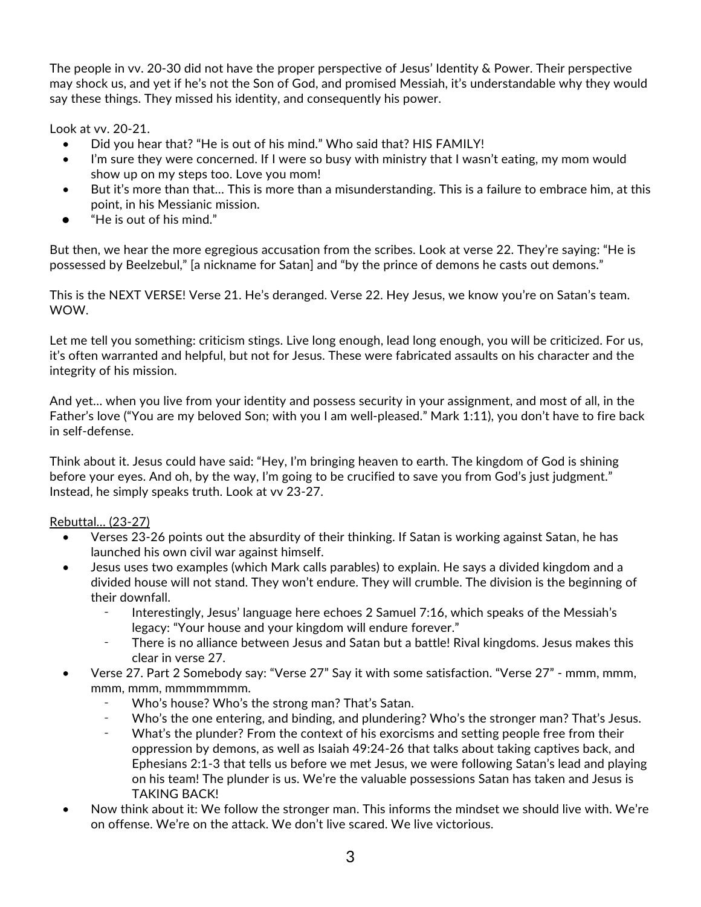The people in vv. 20-30 did not have the proper perspective of Jesus' Identity & Power. Their perspective may shock us, and yet if he's not the Son of God, and promised Messiah, it's understandable why they would say these things. They missed his identity, and consequently his power.

Look at vv. 20-21.

- Did you hear that? "He is out of his mind." Who said that? HIS FAMILY!
- I'm sure they were concerned. If I were so busy with ministry that I wasn't eating, my mom would show up on my steps too. Love you mom!
- But it's more than that... This is more than a misunderstanding. This is a failure to embrace him, at this point, in his Messianic mission.
- "He is out of his mind."

But then, we hear the more egregious accusation from the scribes. Look at verse 22. They're saying: "He is possessed by Beelzebul," [a nickname for Satan] and "by the prince of demons he casts out demons."

This is the NEXT VERSE! Verse 21. He's deranged. Verse 22. Hey Jesus, we know you're on Satan's team. WOW.

Let me tell you something: criticism stings. Live long enough, lead long enough, you will be criticized. For us, it's often warranted and helpful, but not for Jesus. These were fabricated assaults on his character and the integrity of his mission.

And yet... when you live from your identity and possess security in your assignment, and most of all, in the Father's love ("You are my beloved Son; with you I am well-pleased." Mark 1:11), you don't have to fire back in self-defense.

Think about it. Jesus could have said: "Hey, I'm bringing heaven to earth. The kingdom of God is shining before your eyes. And oh, by the way, I'm going to be crucified to save you from God's just judgment." Instead, he simply speaks truth. Look at vv 23-27.

<u>Rebuttal... (23-27)</u>

- Verses 23-26 points out the absurdity of their thinking. If Satan is working against Satan, he has launched his own civil war against himself.
- Jesus uses two examples (which Mark calls parables) to explain. He says a divided kingdom and a divided house will not stand. They won't endure. They will crumble. The division is the beginning of their downfall.
  - Interestingly, Jesus' language here echoes 2 Samuel 7:16, which speaks of the Messiah's legacy: "Your house and your kingdom will endure forever."
  - There is no alliance between Jesus and Satan but a battle! Rival kingdoms. Jesus makes this clear in verse 27.
- Verse 27. Part 2 Somebody say: "Verse 27" Say it with some satisfaction. "Verse 27" - mmm, mmm, mmm, mmm, mmmmmmmm.
  - Who's house? Who's the strong man? That's Satan.
  - Who's the one entering, and binding, and plundering? Who's the stronger man? That's Jesus.
  - What's the plunder? From the context of his exorcisms and setting people free from their oppression by demons, as well as Isaiah 49:24-26 that talks about taking captives back, and Ephesians 2:1-3 that tells us before we met Jesus, we were following Satan's lead and playing on his team! The plunder is us. We're the valuable possessions Satan has taken and Jesus is TAKING BACK!
- Now think about it: We follow the stronger man. This informs the mindset we should live with. We're on offense. We're on the attack. We don't live scared. We live victorious.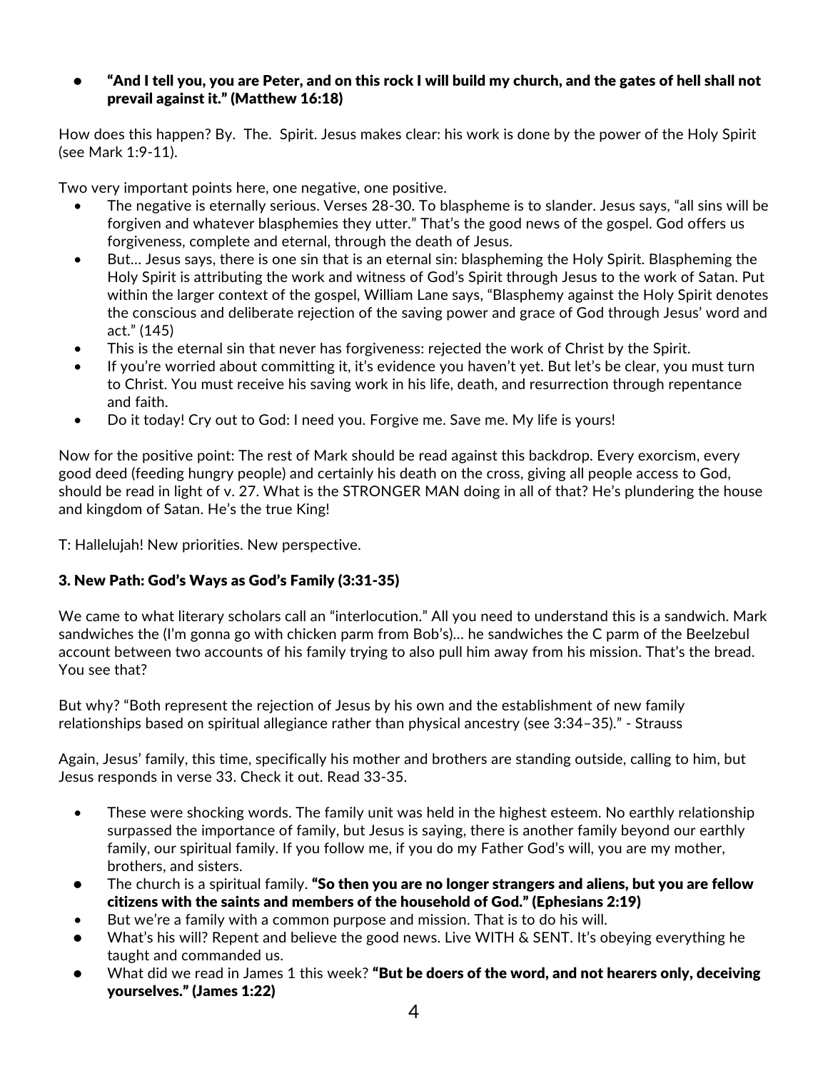- **"And I tell you, you are Peter, and on this rock I will build my church, and the gates of hell shall not prevail against it." (Matthew 16:18)**

How does this happen? By. The. Spirit. Jesus makes clear: his work is done by the power of the Holy Spirit (see Mark 1:9-11).

Two very important points here, one negative, one positive.

- The negative is eternally serious. Verses 28-30. To blaspheme is to slander. Jesus says, "all sins will be forgiven and whatever blasphemies they utter." That's the good news of the gospel. God offers us forgiveness, complete and eternal, through the death of Jesus.
- But… Jesus says, there is one sin that is an eternal sin: blaspheming the Holy Spirit. Blaspheming the Holy Spirit is attributing the work and witness of God's Spirit through Jesus to the work of Satan. Put within the larger context of the gospel, William Lane says, "Blasphemy against the Holy Spirit denotes the conscious and deliberate rejection of the saving power and grace of God through Jesus' word and act." (145)
- This is the eternal sin that never has forgiveness: rejected the work of Christ by the Spirit.
- If you're worried about committing it, it's evidence you haven't yet. But let's be clear, you must turn to Christ. You must receive his saving work in his life, death, and resurrection through repentance and faith.
- Do it today! Cry out to God: I need you. Forgive me. Save me. My life is yours!

Now for the positive point: The rest of Mark should be read against this backdrop. Every exorcism, every good deed (feeding hungry people) and certainly his death on the cross, giving all people access to God, should be read in light of v. 27. What is the STRONGER MAN doing in all of that? He's plundering the house and kingdom of Satan. He's the true King!

T: Hallelujah! New priorities. New perspective.

### 3. New Path: God's Ways as God's Family (3:31-35)

We came to what literary scholars call an "interlocution." All you need to understand this is a sandwich. Mark sandwiches the (I'm gonna go with chicken parm from Bob's)… he sandwiches the C parm of the Beelzebul account between two accounts of his family trying to also pull him away from his mission. That's the bread. You see that?

But why? "Both represent the rejection of Jesus by his own and the establishment of new family relationships based on spiritual allegiance rather than physical ancestry (see 3:34–35)." - Strauss

Again, Jesus' family, this time, specifically his mother and brothers are standing outside, calling to him, but Jesus responds in verse 33. Check it out. Read 33-35.

- These were shocking words. The family unit was held in the highest esteem. No earthly relationship surpassed the importance of family, but Jesus is saying, there is another family beyond our earthly family, our spiritual family. If you follow me, if you do my Father God's will, you are my mother, brothers, and sisters.
- The church is a spiritual family. **"So then you are no longer strangers and aliens, but you are fellow citizens with the saints and members of the household of God." (Ephesians 2:19)**
- But we're a family with a common purpose and mission. That is to do his will.
- What's his will? Repent and believe the good news. Live WITH & SENT. It's obeying everything he taught and commanded us.
- What did we read in James 1 this week? **"But be doers of the word, and not hearers only, deceiving yourselves." (James 1:22)**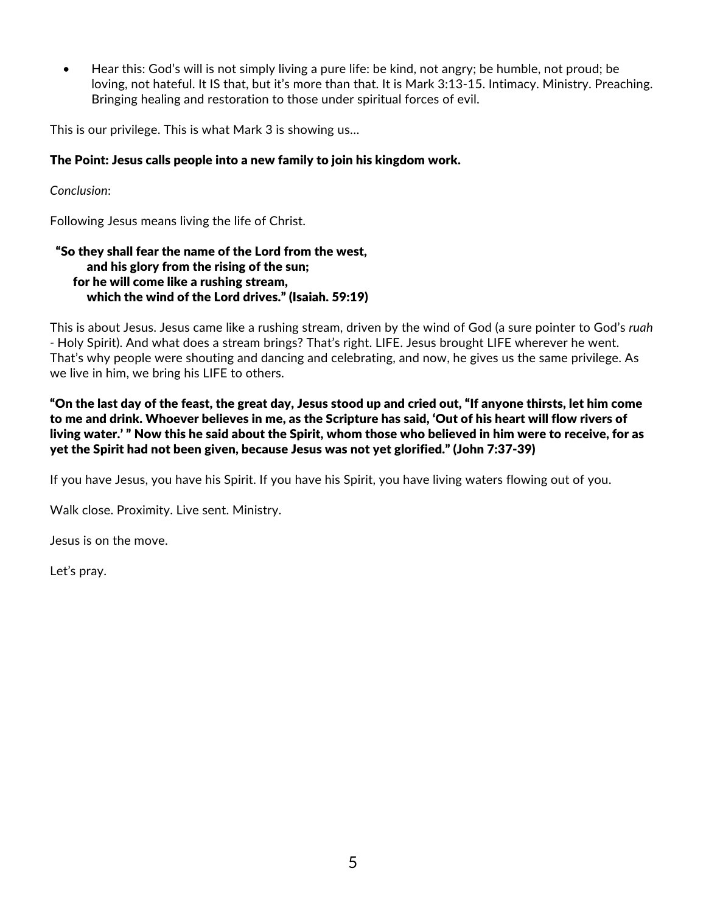- Hear this: God's will is not simply living a pure life: be kind, not angry; be humble, not proud; be loving, not hateful. It IS that, but it's more than that. It is Mark 3:13-15. Intimacy. Ministry. Preaching. Bringing healing and restoration to those under spiritual forces of evil.

This is our privilege. This is what Mark 3 is showing us…

**The Point: Jesus calls people into a new family to join his kingdom work.**

*Conclusion*:

Following Jesus means living the life of Christ.

**"So they shall fear the name of the Lord from the west,**
**and his glory from the rising of the sun;**
**for he will come like a rushing stream,**
**which the wind of the Lord drives." (Isaiah. 59:19)**

This is about Jesus. Jesus came like a rushing stream, driven by the wind of God (a sure pointer to God's *ruah* - Holy Spirit). And what does a stream brings? That's right. LIFE. Jesus brought LIFE wherever he went. That's why people were shouting and dancing and celebrating, and now, he gives us the same privilege. As we live in him, we bring his LIFE to others.

**"On the last day of the feast, the great day, Jesus stood up and cried out, "If anyone thirsts, let him come to me and drink. Whoever believes in me, as the Scripture has said, 'Out of his heart will flow rivers of living water.' " Now this he said about the Spirit, whom those who believed in him were to receive, for as yet the Spirit had not been given, because Jesus was not yet glorified." (John 7:37-39)**

If you have Jesus, you have his Spirit. If you have his Spirit, you have living waters flowing out of you.

Walk close. Proximity. Live sent. Ministry.

Jesus is on the move.

Let's pray.